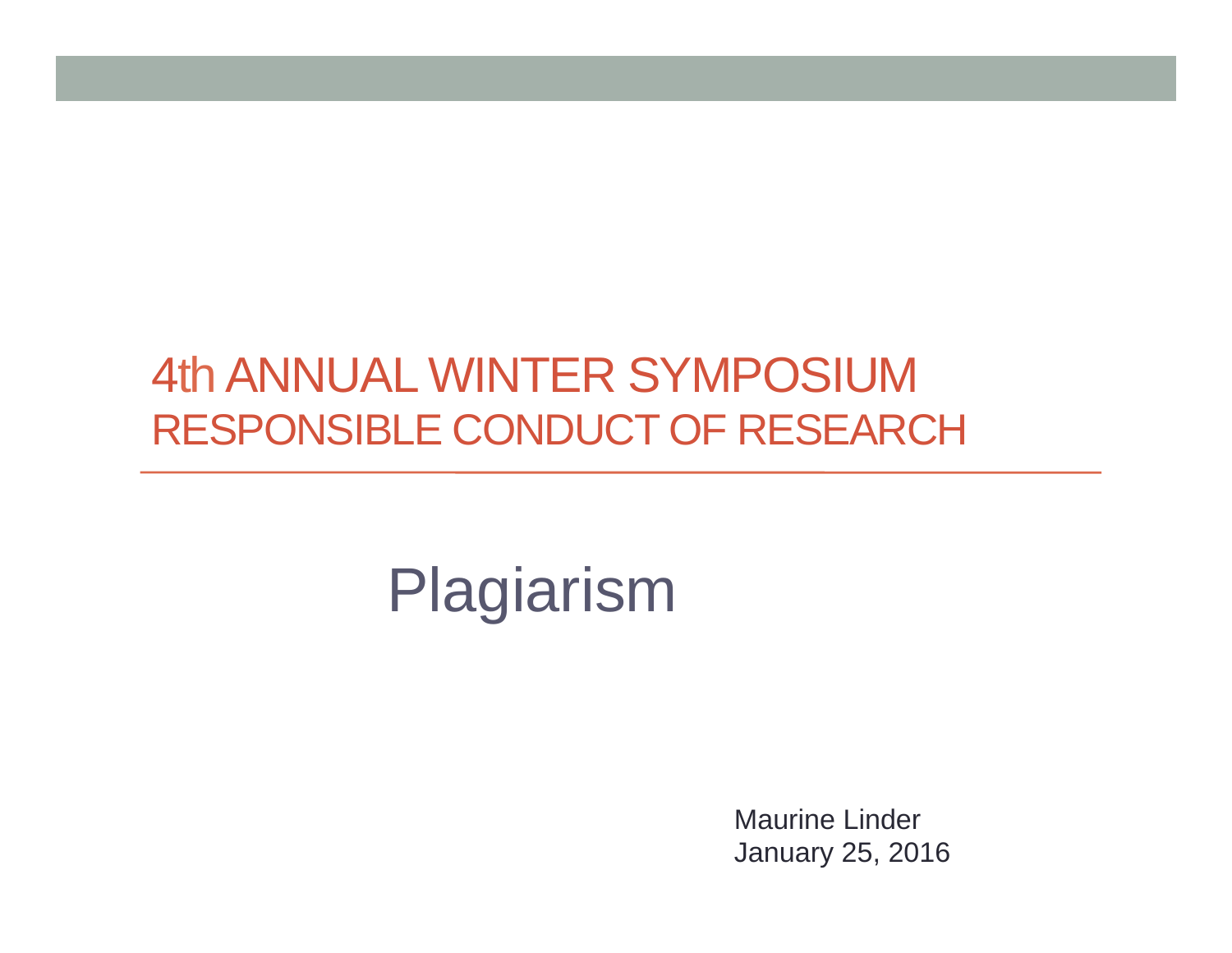# 4th ANNUAL WINTER SYMPOSIUM
## RESPONSIBLE CONDUCT OF RESEARCH

---

# Plagiarism

Maurine Linder
January 25, 2016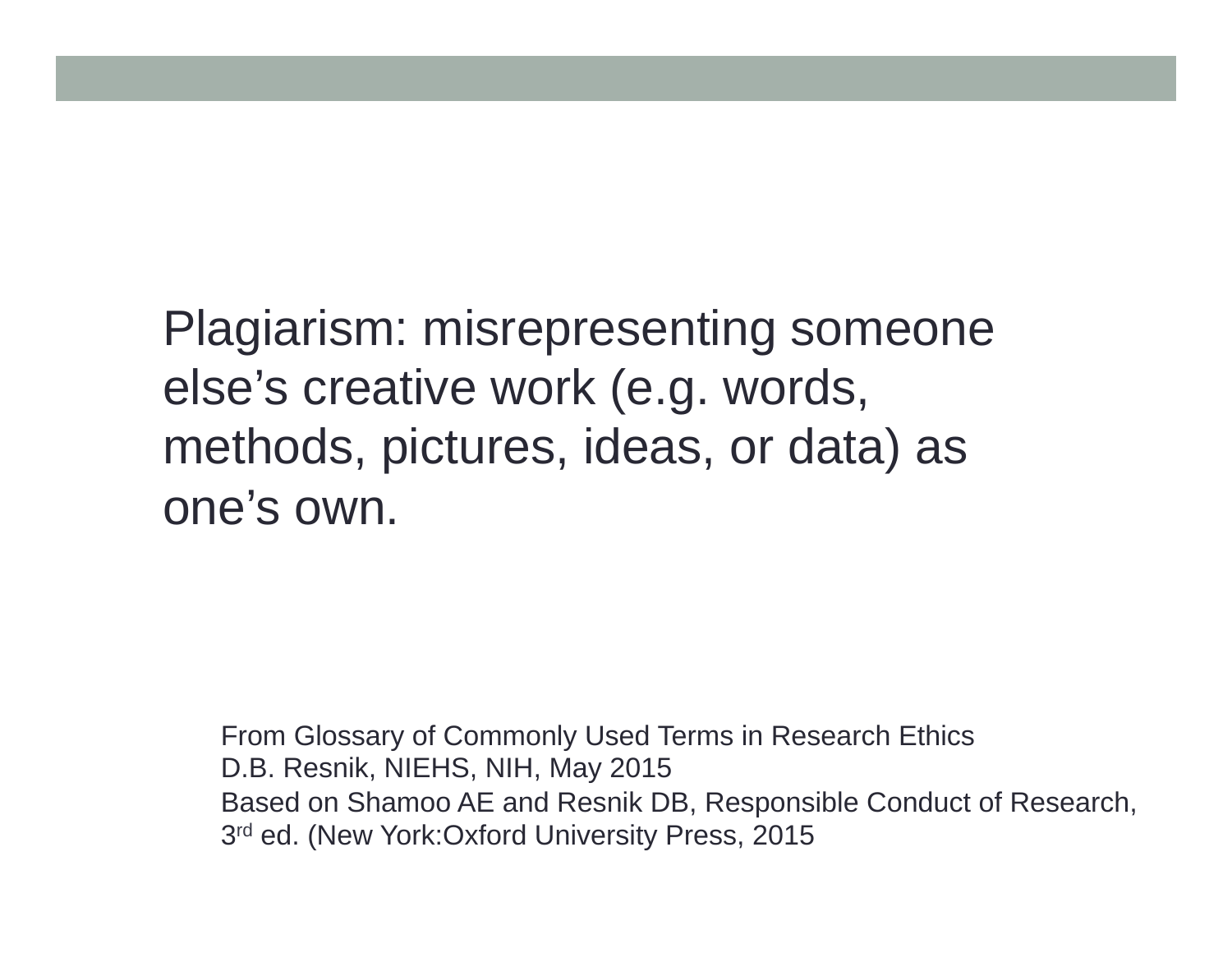Plagiarism: misrepresenting someone else's creative work (e.g. words, methods, pictures, ideas, or data) as one's own.

From Glossary of Commonly Used Terms in Research Ethics
D.B. Resnik, NIEHS, NIH, May 2015
Based on Shamoo AE and Resnik DB, Responsible Conduct of Research, 3rd ed. (New York:Oxford University Press, 2015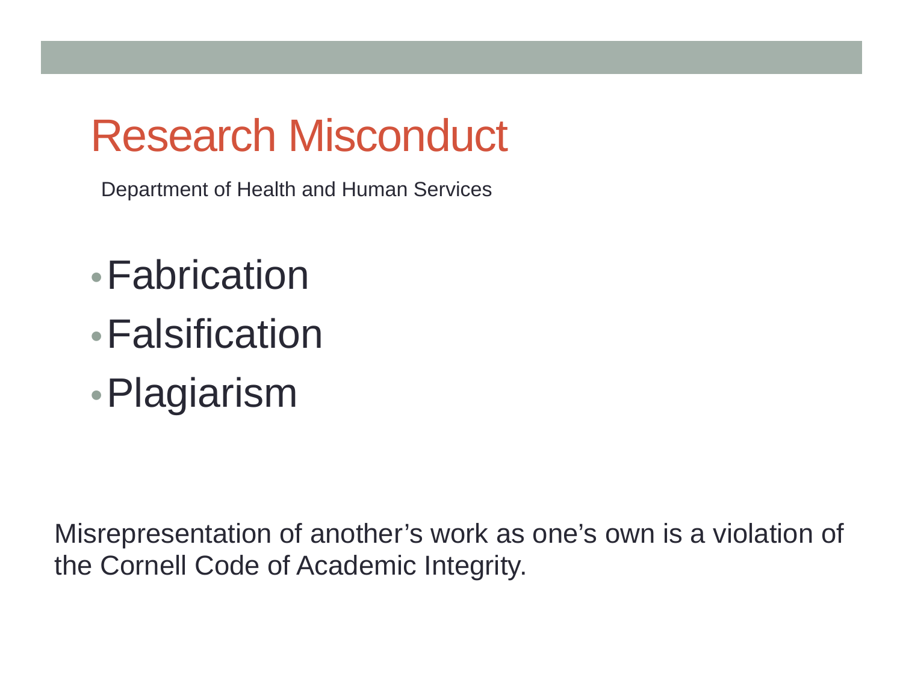# Research Misconduct

Department of Health and Human Services

- Fabrication
- Falsification
- Plagiarism

Misrepresentation of another’s work as one’s own is a violation of the Cornell Code of Academic Integrity.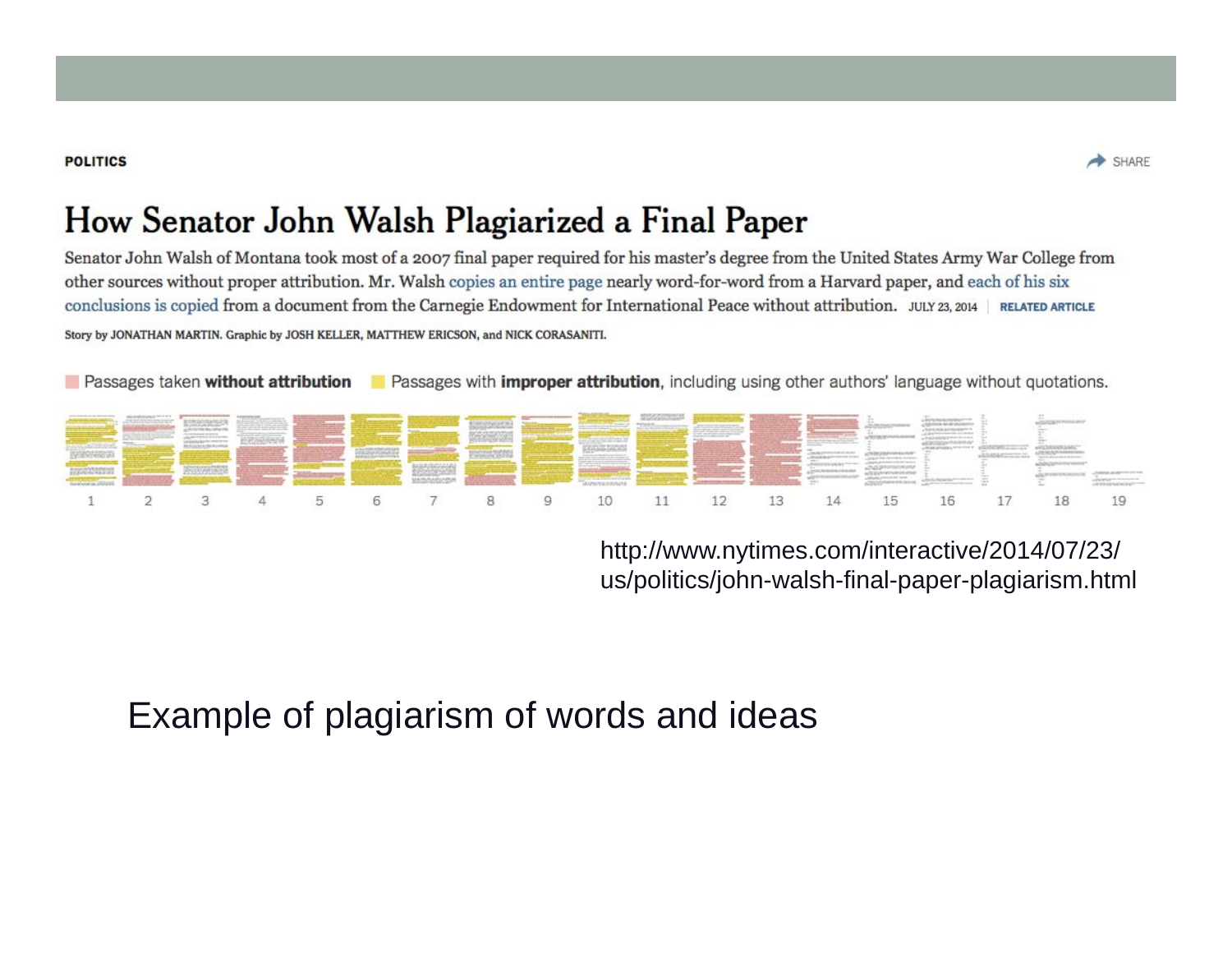POLITICS

SHARE

# How Senator John Walsh Plagiarized a Final Paper

Senator John Walsh of Montana took most of a 2007 final paper required for his master's degree from the United States Army War College from other sources without proper attribution. Mr. Walsh copies an entire page nearly word-for-word from a Harvard paper, and each of his six conclusions is copied from a document from the Carnegie Endowment for International Peace without attribution. JULY 23, 2014 | RELATED ARTICLE

Story by JONATHAN MARTIN. Graphic by JOSH KELLER, MATTHEW ERICSON, and NICK CORASANITI.

Passages taken **without attribution** Passages with **improper attribution**, including using other authors' language without quotations.

1 2 3 4 5 6 7 8 9 10 11 12 13 14 15 16 17 18 19

http://www.nytimes.com/interactive/2014/07/23/us/politics/john-walsh-final-paper-plagiarism.html

Example of plagiarism of words and ideas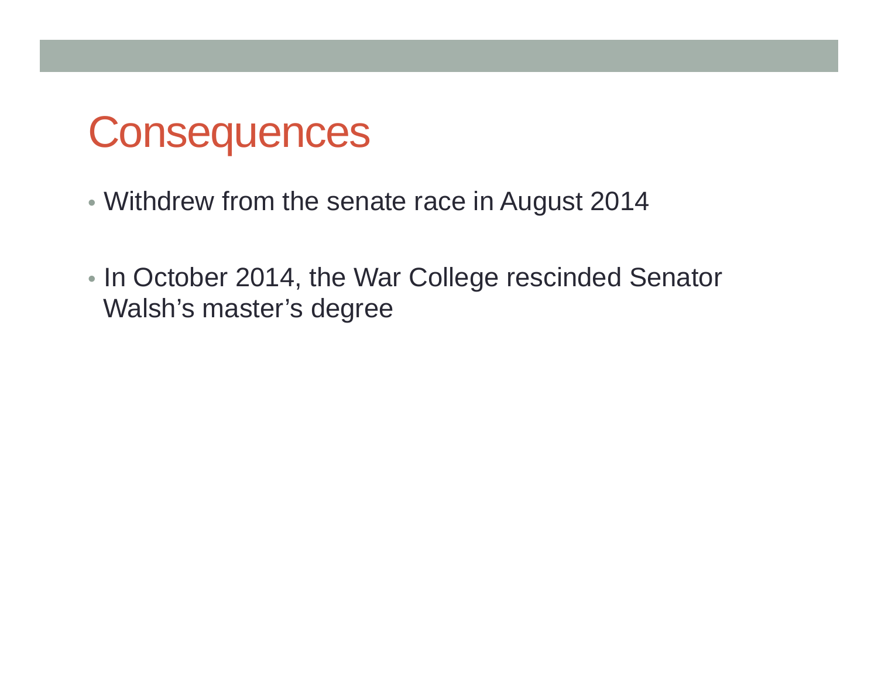# Consequences

- Withdrew from the senate race in August 2014
- In October 2014, the War College rescinded Senator Walsh's master's degree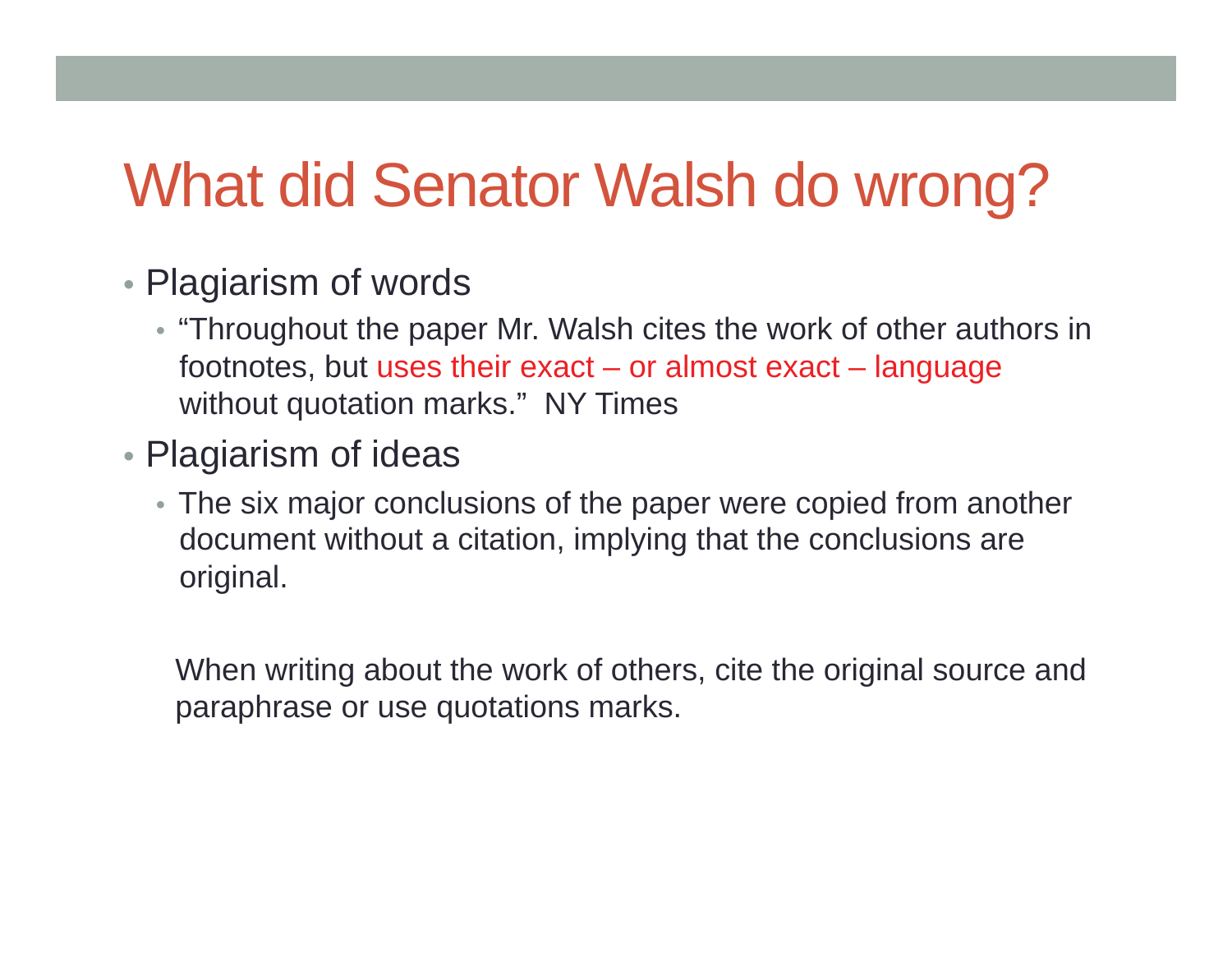# What did Senator Walsh do wrong?

- Plagiarism of words
  - “Throughout the paper Mr. Walsh cites the work of other authors in footnotes, but uses their exact – or almost exact – language without quotation marks.” NY Times
- Plagiarism of ideas
  - The six major conclusions of the paper were copied from another document without a citation, implying that the conclusions are original.

When writing about the work of others, cite the original source and paraphrase or use quotations marks.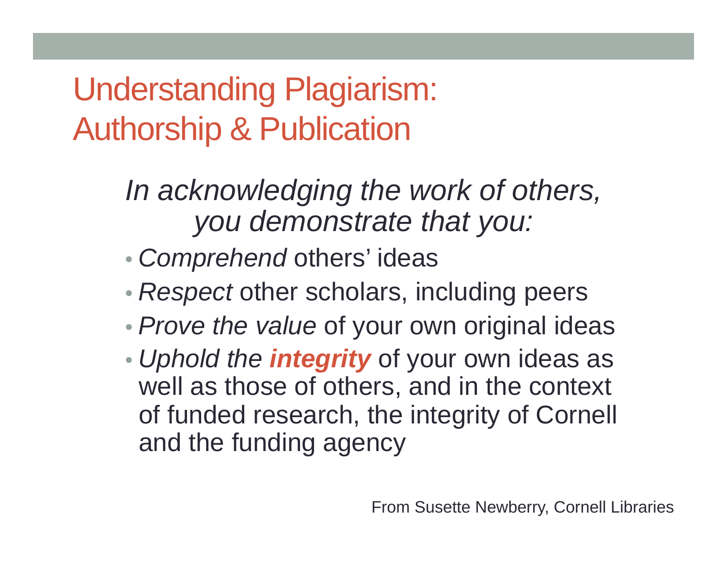# Understanding Plagiarism: Authorship & Publication

*In acknowledging the work of others, you demonstrate that you:*

- *Comprehend* others' ideas
- *Respect* other scholars, including peers
- *Prove the value* of your own original ideas
- *Uphold the **integrity*** of your own ideas as well as those of others, and in the context of funded research, the integrity of Cornell and the funding agency

From Susette Newberry, Cornell Libraries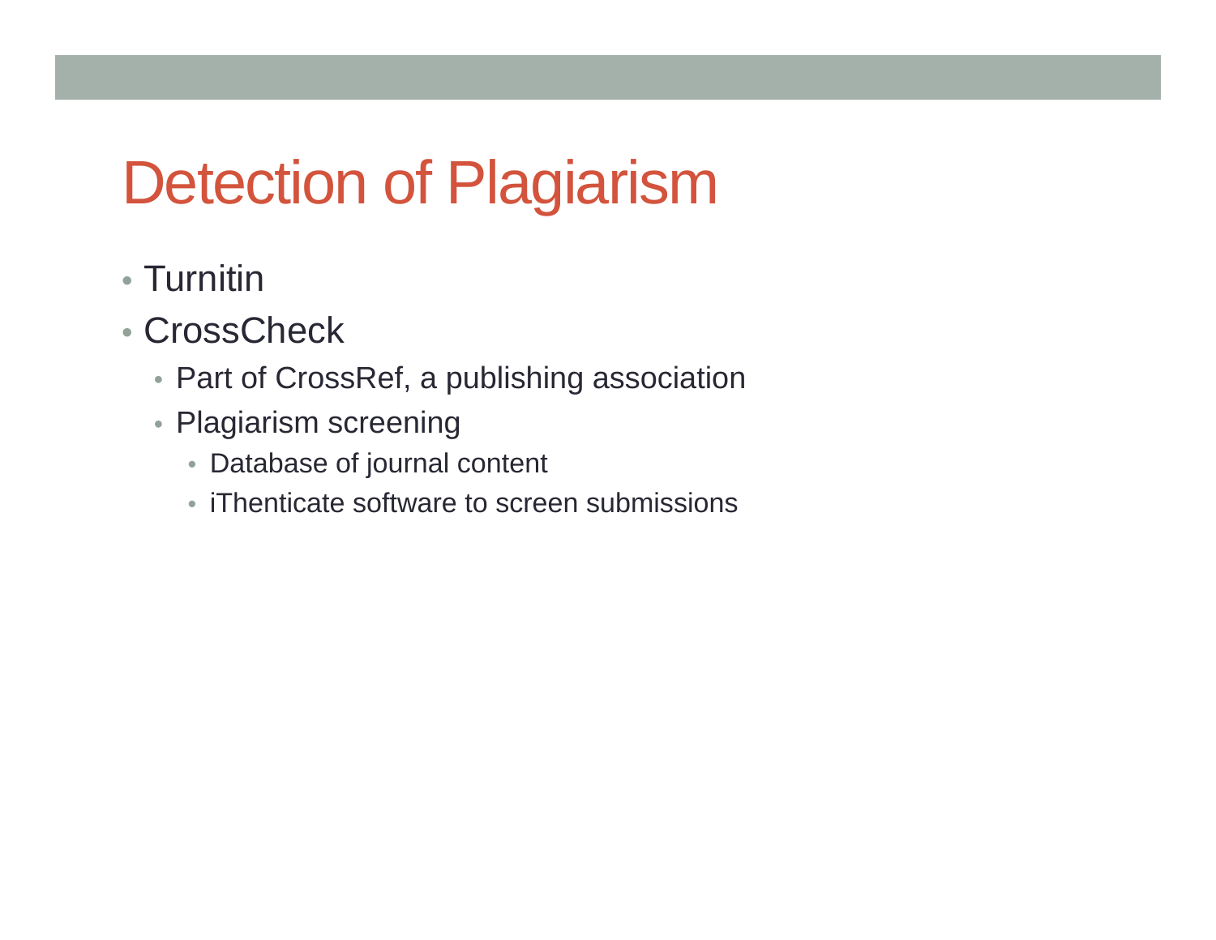# Detection of Plagiarism

- Turnitin
- CrossCheck
  - Part of CrossRef, a publishing association
  - Plagiarism screening
    - Database of journal content
    - iThenticate software to screen submissions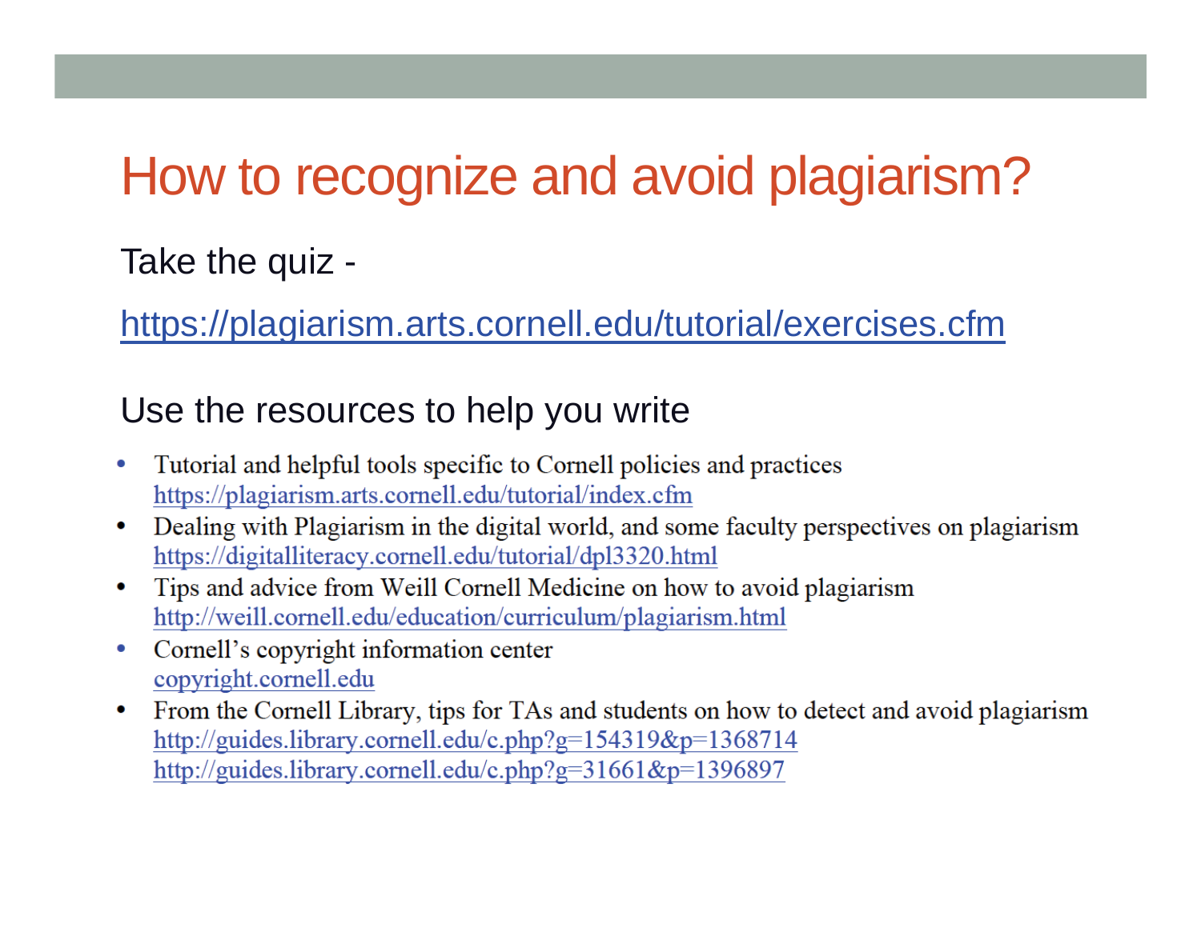# How to recognize and avoid plagiarism?

Take the quiz -

https://plagiarism.arts.cornell.edu/tutorial/exercises.cfm

Use the resources to help you write

- Tutorial and helpful tools specific to Cornell policies and practices
  https://plagiarism.arts.cornell.edu/tutorial/index.cfm
- Dealing with Plagiarism in the digital world, and some faculty perspectives on plagiarism
  https://digitalliteracy.cornell.edu/tutorial/dpl3320.html
- Tips and advice from Weill Cornell Medicine on how to avoid plagiarism
  http://weill.cornell.edu/education/curriculum/plagiarism.html
- Cornell's copyright information center
  copyright.cornell.edu
- From the Cornell Library, tips for TAs and students on how to detect and avoid plagiarism
  http://guides.library.cornell.edu/c.php?g=154319&p=1368714
  http://guides.library.cornell.edu/c.php?g=31661&p=1396897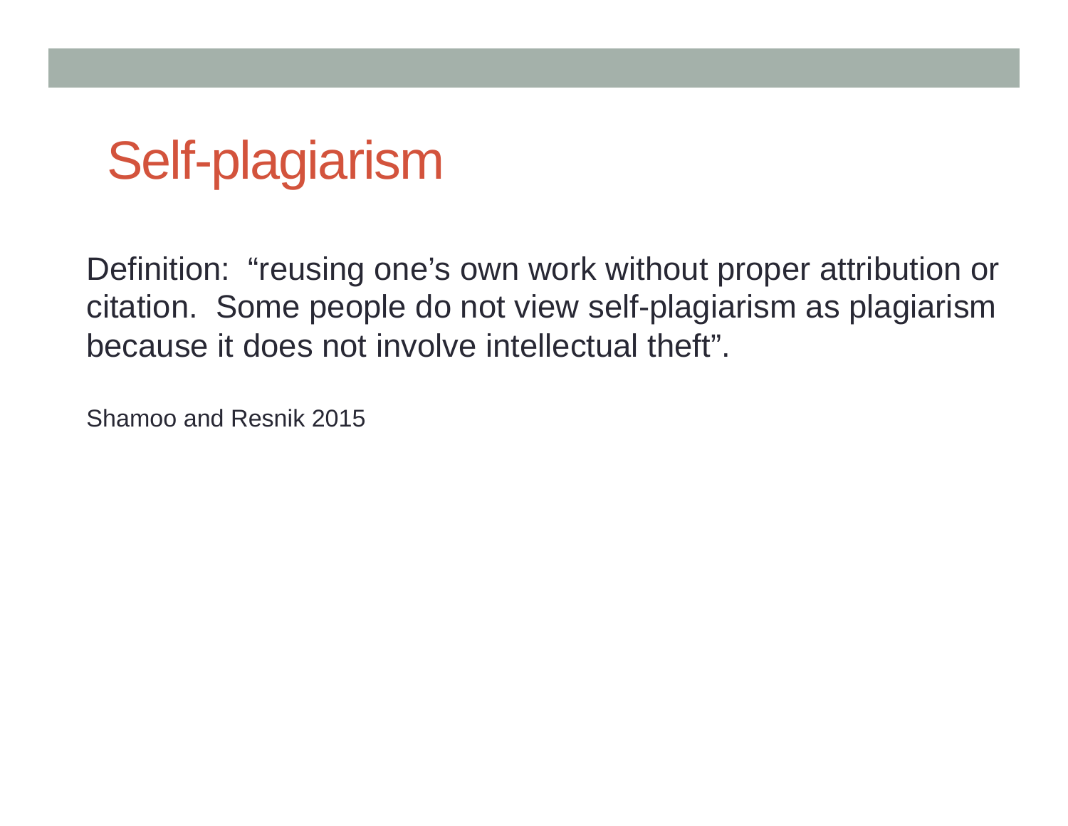# Self-plagiarism

Definition: "reusing one's own work without proper attribution or citation. Some people do not view self-plagiarism as plagiarism because it does not involve intellectual theft".

Shamoo and Resnik 2015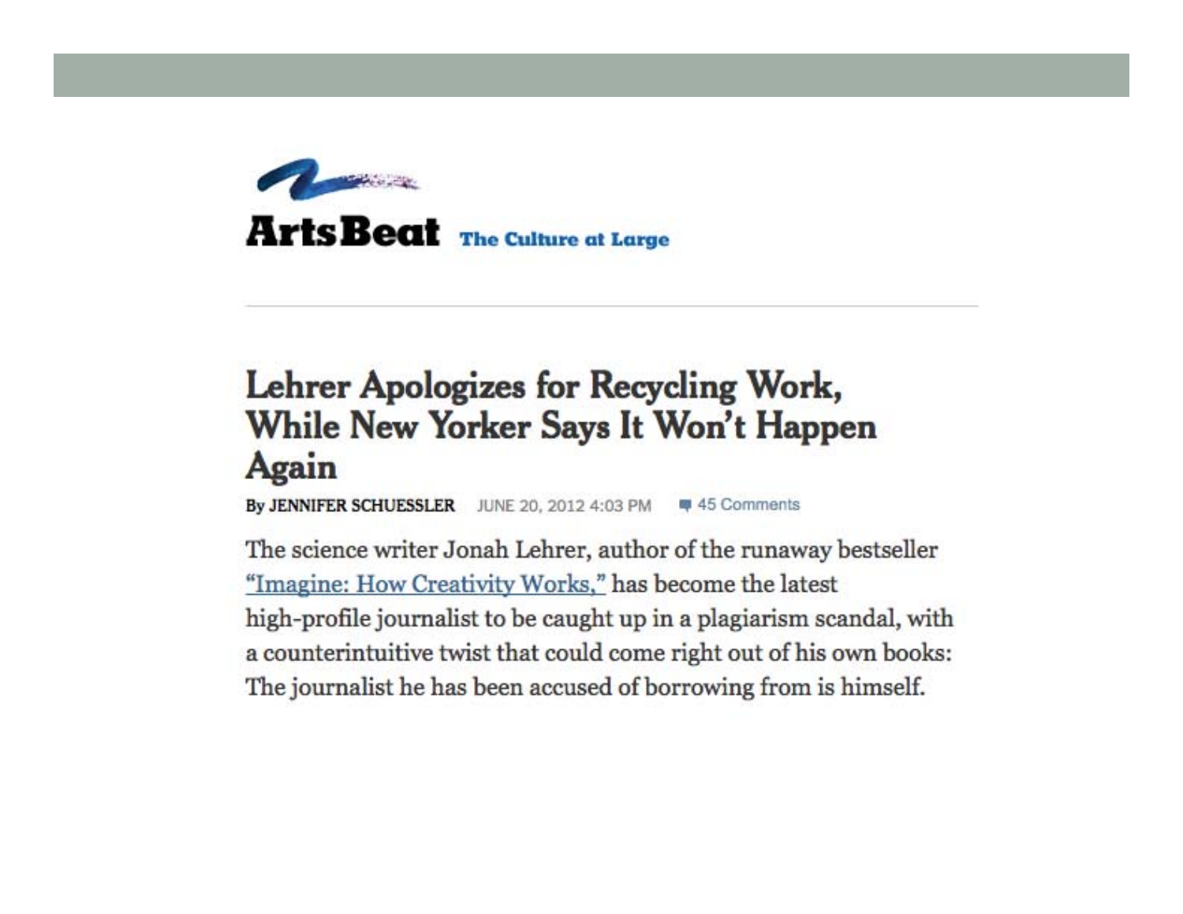**ArtsBeat** The Culture at Large

# Lehrer Apologizes for Recycling Work, While New Yorker Says It Won't Happen Again

**By JENNIFER SCHUESSLER** JUNE 20, 2012 4:03 PM 45 Comments

The science writer Jonah Lehrer, author of the runaway bestseller "Imagine: How Creativity Works," has become the latest high-profile journalist to be caught up in a plagiarism scandal, with a counterintuitive twist that could come right out of his own books: The journalist he has been accused of borrowing from is himself.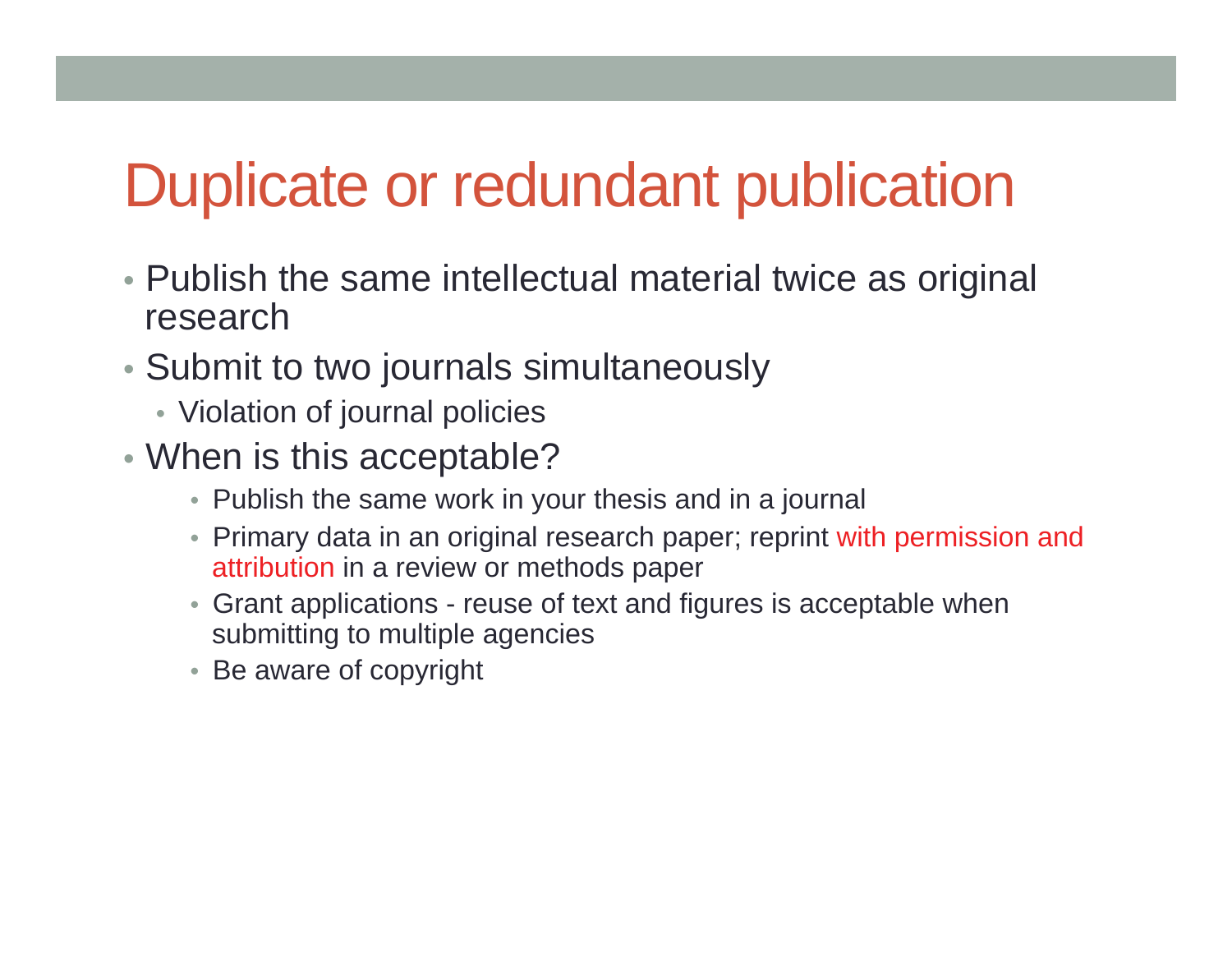# Duplicate or redundant publication

- Publish the same intellectual material twice as original research
- Submit to two journals simultaneously
  - Violation of journal policies
- When is this acceptable?
  - Publish the same work in your thesis and in a journal
  - Primary data in an original research paper; reprint with permission and attribution in a review or methods paper
  - Grant applications - reuse of text and figures is acceptable when submitting to multiple agencies
  - Be aware of copyright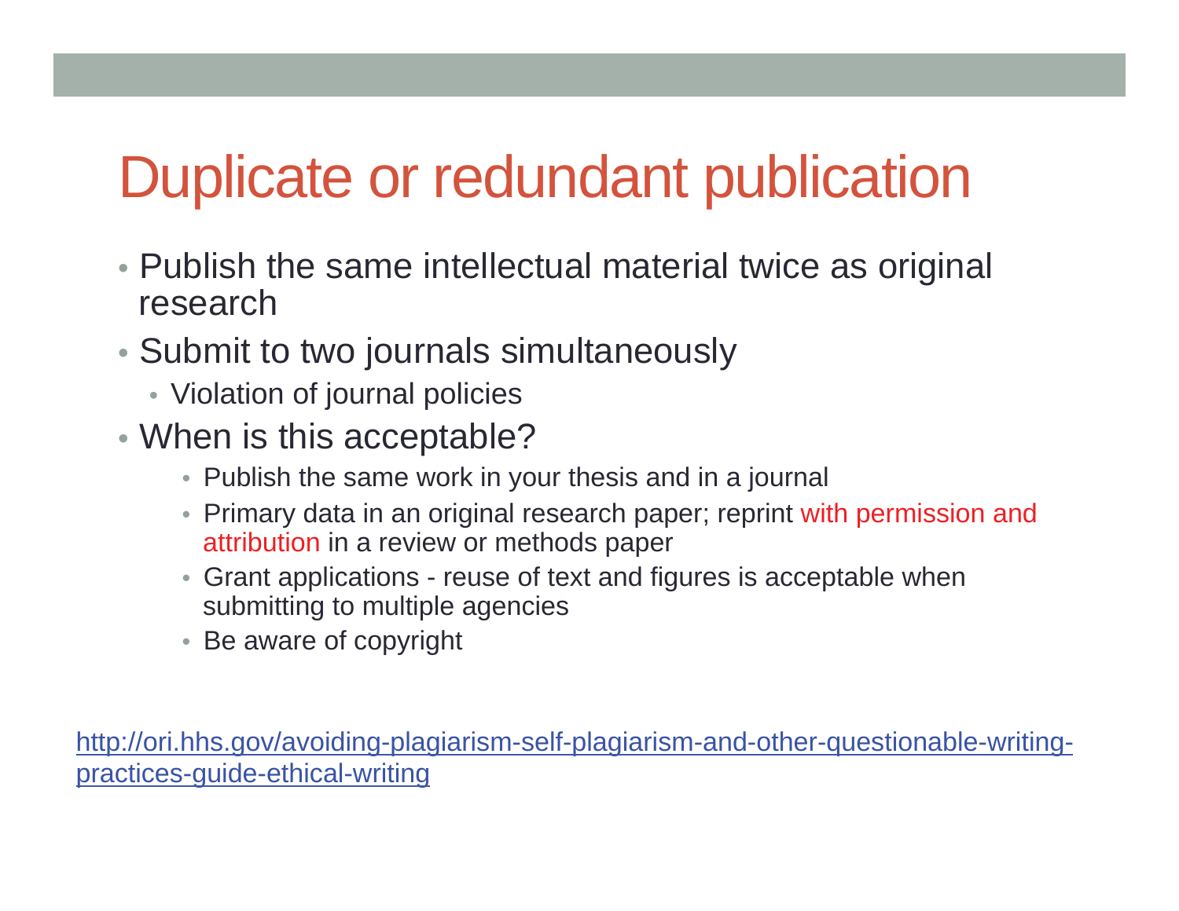# Duplicate or redundant publication

- Publish the same intellectual material twice as original research
- Submit to two journals simultaneously
  - Violation of journal policies
- When is this acceptable?
  - Publish the same work in your thesis and in a journal
  - Primary data in an original research paper; reprint with permission and attribution in a review or methods paper
  - Grant applications - reuse of text and figures is acceptable when submitting to multiple agencies
  - Be aware of copyright

http://ori.hhs.gov/avoiding-plagiarism-self-plagiarism-and-other-questionable-writing-practices-guide-ethical-writing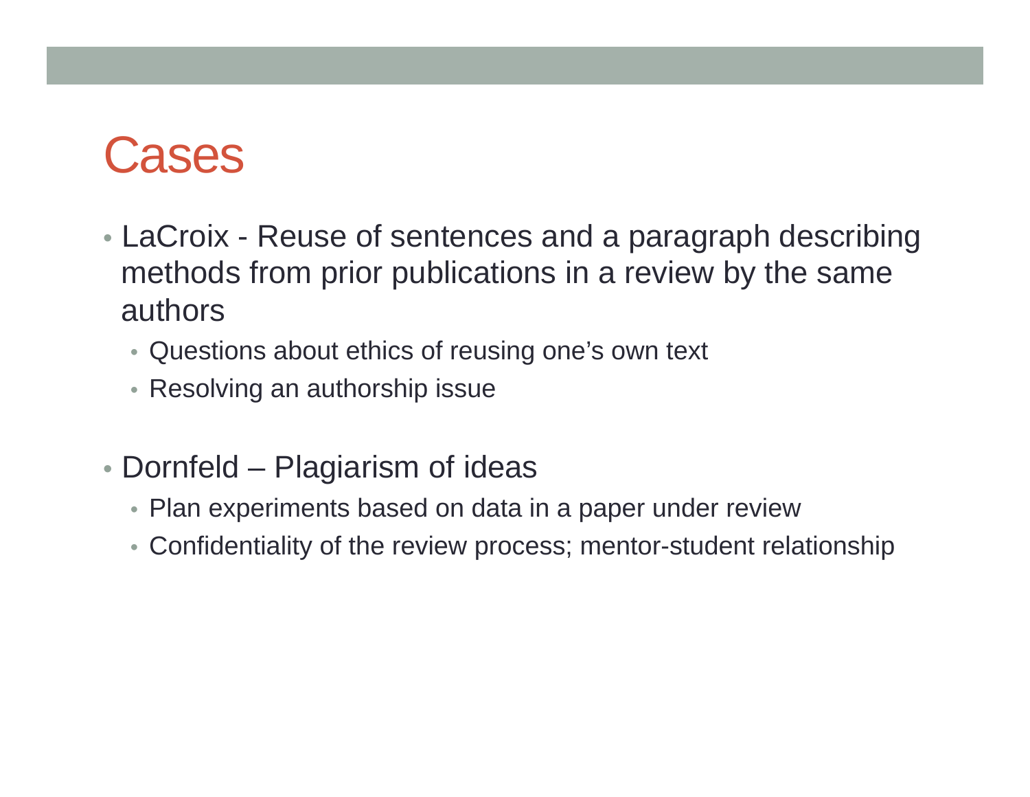# Cases

- LaCroix - Reuse of sentences and a paragraph describing methods from prior publications in a review by the same authors
  - Questions about ethics of reusing one's own text
  - Resolving an authorship issue
- Dornfeld – Plagiarism of ideas
  - Plan experiments based on data in a paper under review
  - Confidentiality of the review process; mentor-student relationship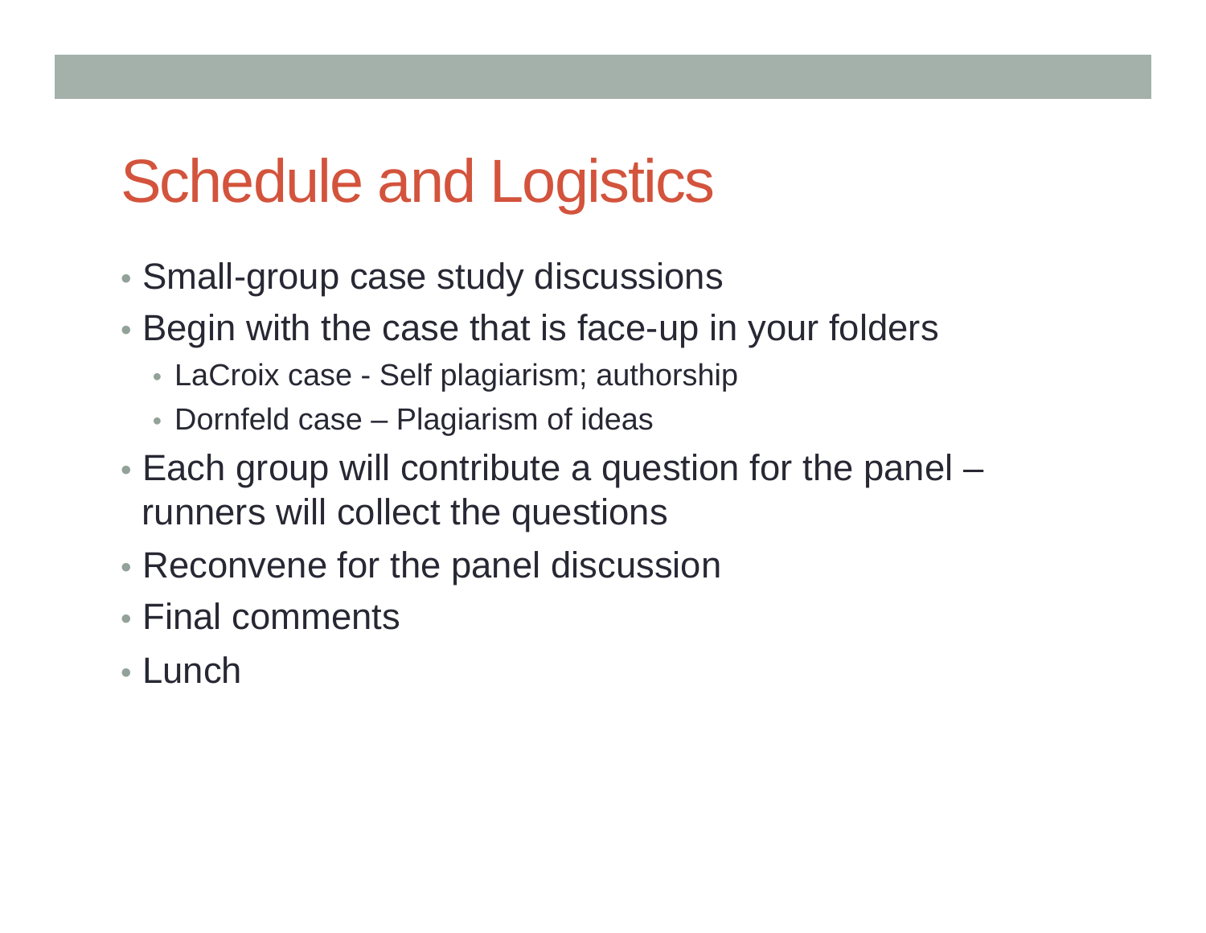# Schedule and Logistics

- Small-group case study discussions
- Begin with the case that is face-up in your folders
  - LaCroix case - Self plagiarism; authorship
  - Dornfeld case – Plagiarism of ideas
- Each group will contribute a question for the panel – runners will collect the questions
- Reconvene for the panel discussion
- Final comments
- Lunch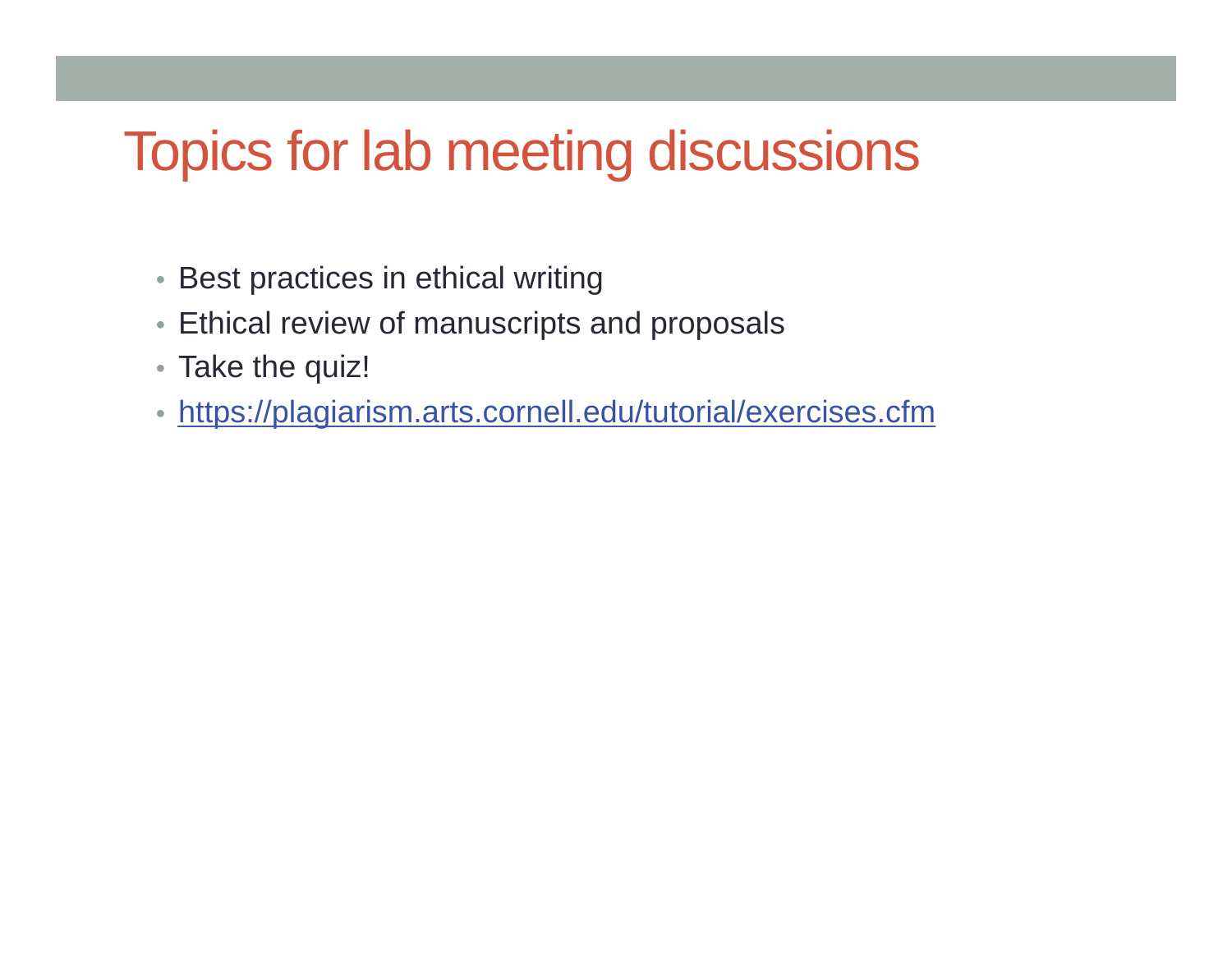# Topics for lab meeting discussions

- Best practices in ethical writing
- Ethical review of manuscripts and proposals
- Take the quiz!
- https://plagiarism.arts.cornell.edu/tutorial/exercises.cfm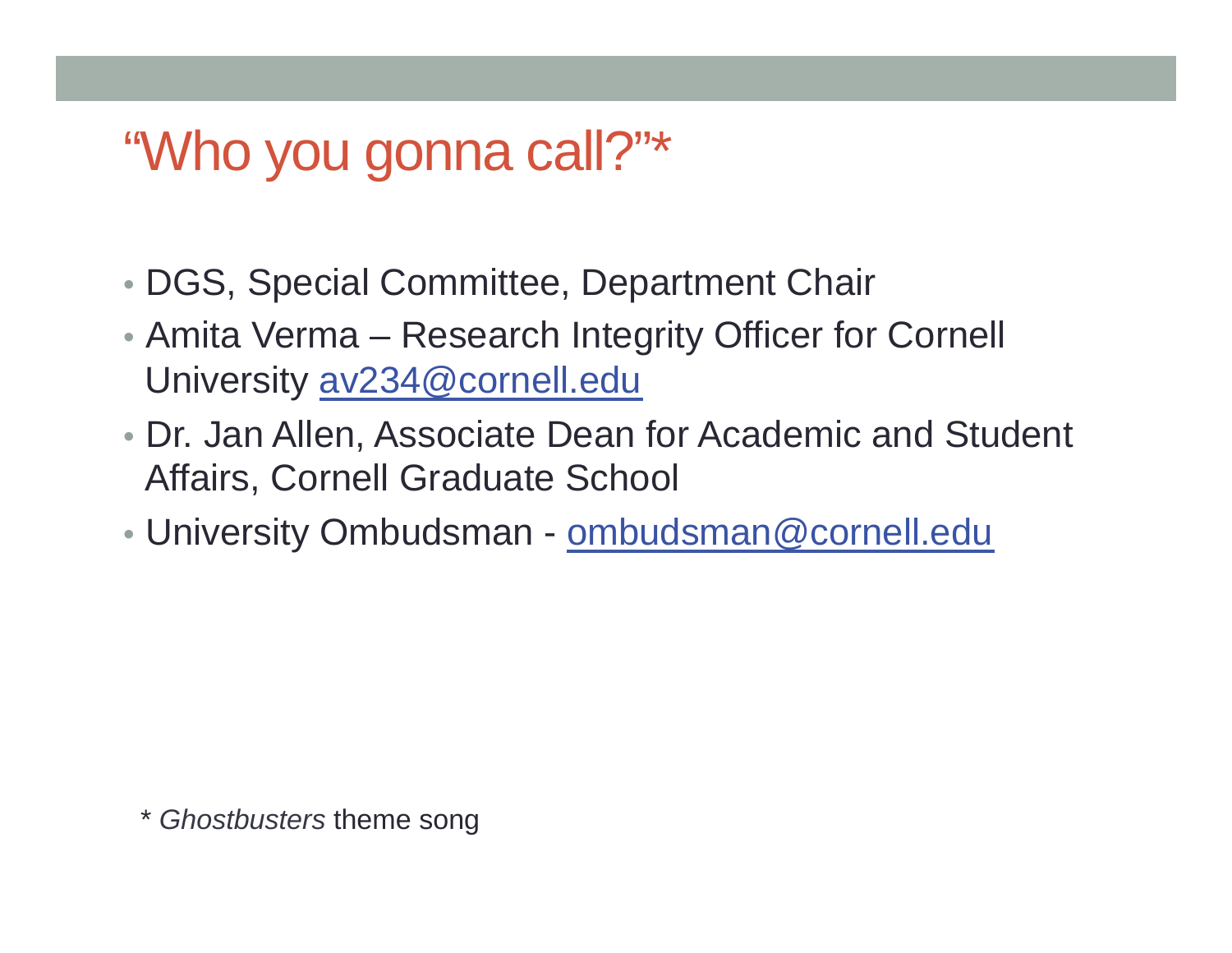# "Who you gonna call?"*

- DGS, Special Committee, Department Chair
- Amita Verma – Research Integrity Officer for Cornell University av234@cornell.edu
- Dr. Jan Allen, Associate Dean for Academic and Student Affairs, Cornell Graduate School
- University Ombudsman - ombudsman@cornell.edu

\* *Ghostbusters* theme song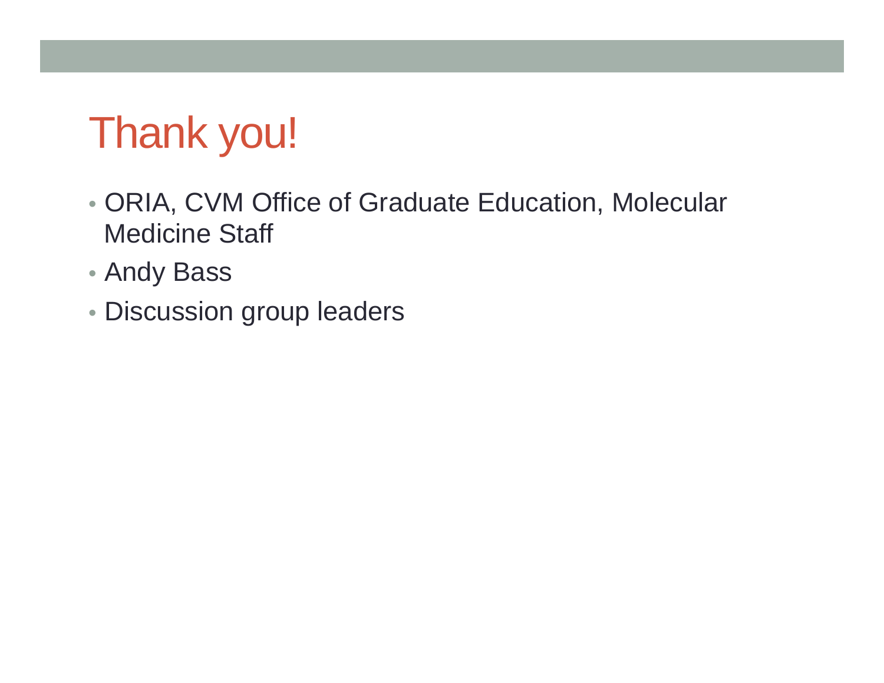# Thank you!

- ORIA, CVM Office of Graduate Education, Molecular Medicine Staff
- Andy Bass
- Discussion group leaders